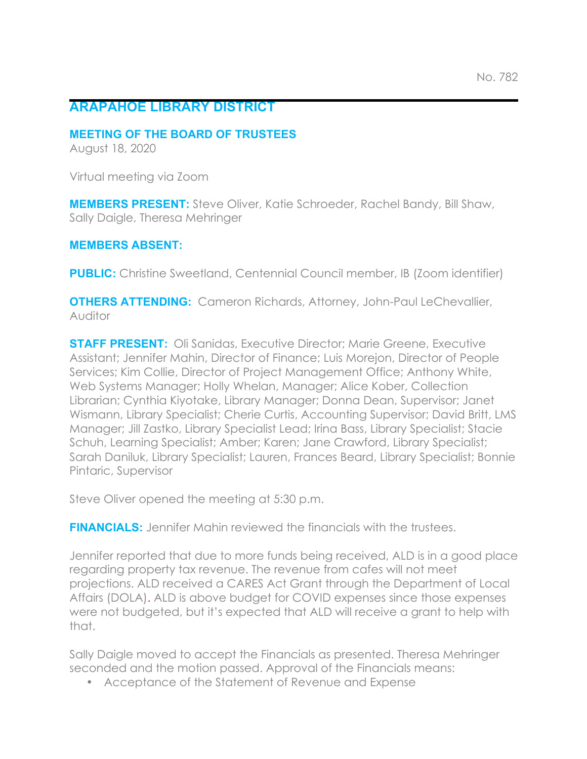No. 782

# ARAPAHOE LIBRARY DISTRICT

## MEETING OF THE BOARD OF TRUSTEES

August 18, 2020

Virtual meeting via Zoom

**MEMBERS PRESENT:** Steve Oliver, Katie Schroeder, Rachel Bandy, Bill Shaw, Sally Daigle, Theresa Mehringer

**MEMBERS ABSENT:**

**PUBLIC:** Christine Sweetland, Centennial Council member, IB (Zoom identifier)

**OTHERS ATTENDING:** Cameron Richards, Attorney, John-Paul LeChevallier, Auditor

**STAFF PRESENT:** Oli Sanidas, Executive Director; Marie Greene, Executive Assistant; Jennifer Mahin, Director of Finance; Luis Morejon, Director of People Services; Kim Collie, Director of Project Management Office; Anthony White, Web Systems Manager; Holly Whelan, Manager; Alice Kober, Collection Librarian; Cynthia Kiyotake, Library Manager; Donna Dean, Supervisor; Janet Wismann, Library Specialist; Cherie Curtis, Accounting Supervisor; David Britt, LMS Manager; Jill Zastko, Library Specialist Lead; Irina Bass, Library Specialist; Stacie Schuh, Learning Specialist; Amber; Karen; Jane Crawford, Library Specialist; Sarah Daniluk, Library Specialist; Lauren, Frances Beard, Library Specialist; Bonnie Pintaric, Supervisor

Steve Oliver opened the meeting at 5:30 p.m.

**FINANCIALS:** Jennifer Mahin reviewed the financials with the trustees.

Jennifer reported that due to more funds being received, ALD is in a good place regarding property tax revenue. The revenue from cafes will not meet projections. ALD received a CARES Act Grant through the Department of Local Affairs (DOLA). ALD is above budget for COVID expenses since those expenses were not budgeted, but it's expected that ALD will receive a grant to help with that.

Sally Daigle moved to accept the Financials as presented. Theresa Mehringer seconded and the motion passed. Approval of the Financials means:

- Acceptance of the Statement of Revenue and Expense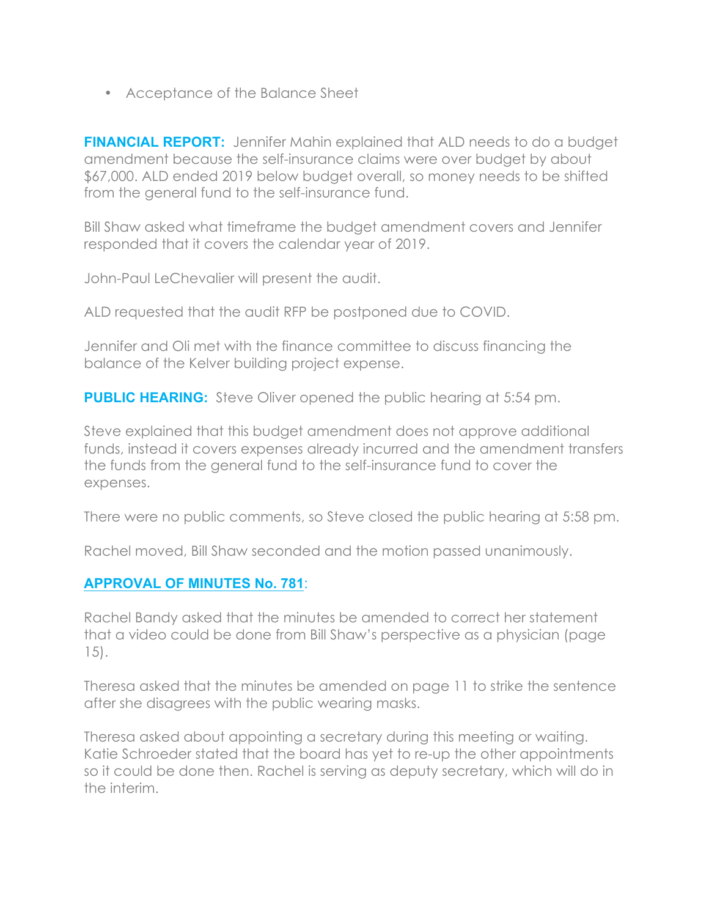- Acceptance of the Balance Sheet

**FINANCIAL REPORT:** Jennifer Mahin explained that ALD needs to do a budget amendment because the self-insurance claims were over budget by about $67,000. ALD ended 2019 below budget overall, so money needs to be shifted from the general fund to the self-insurance fund.

Bill Shaw asked what timeframe the budget amendment covers and Jennifer responded that it covers the calendar year of 2019.

John-Paul LeChevalier will present the audit.

ALD requested that the audit RFP be postponed due to COVID.

Jennifer and Oli met with the finance committee to discuss financing the balance of the Kelver building project expense.

**PUBLIC HEARING:** Steve Oliver opened the public hearing at 5:54 pm.

Steve explained that this budget amendment does not approve additional funds, instead it covers expenses already incurred and the amendment transfers the funds from the general fund to the self-insurance fund to cover the expenses.

There were no public comments, so Steve closed the public hearing at 5:58 pm.

Rachel moved, Bill Shaw seconded and the motion passed unanimously.

**APPROVAL OF MINUTES No. 781**:

Rachel Bandy asked that the minutes be amended to correct her statement that a video could be done from Bill Shaw's perspective as a physician (page 15).

Theresa asked that the minutes be amended on page 11 to strike the sentence after she disagrees with the public wearing masks.

Theresa asked about appointing a secretary during this meeting or waiting. Katie Schroeder stated that the board has yet to re-up the other appointments so it could be done then. Rachel is serving as deputy secretary, which will do in the interim.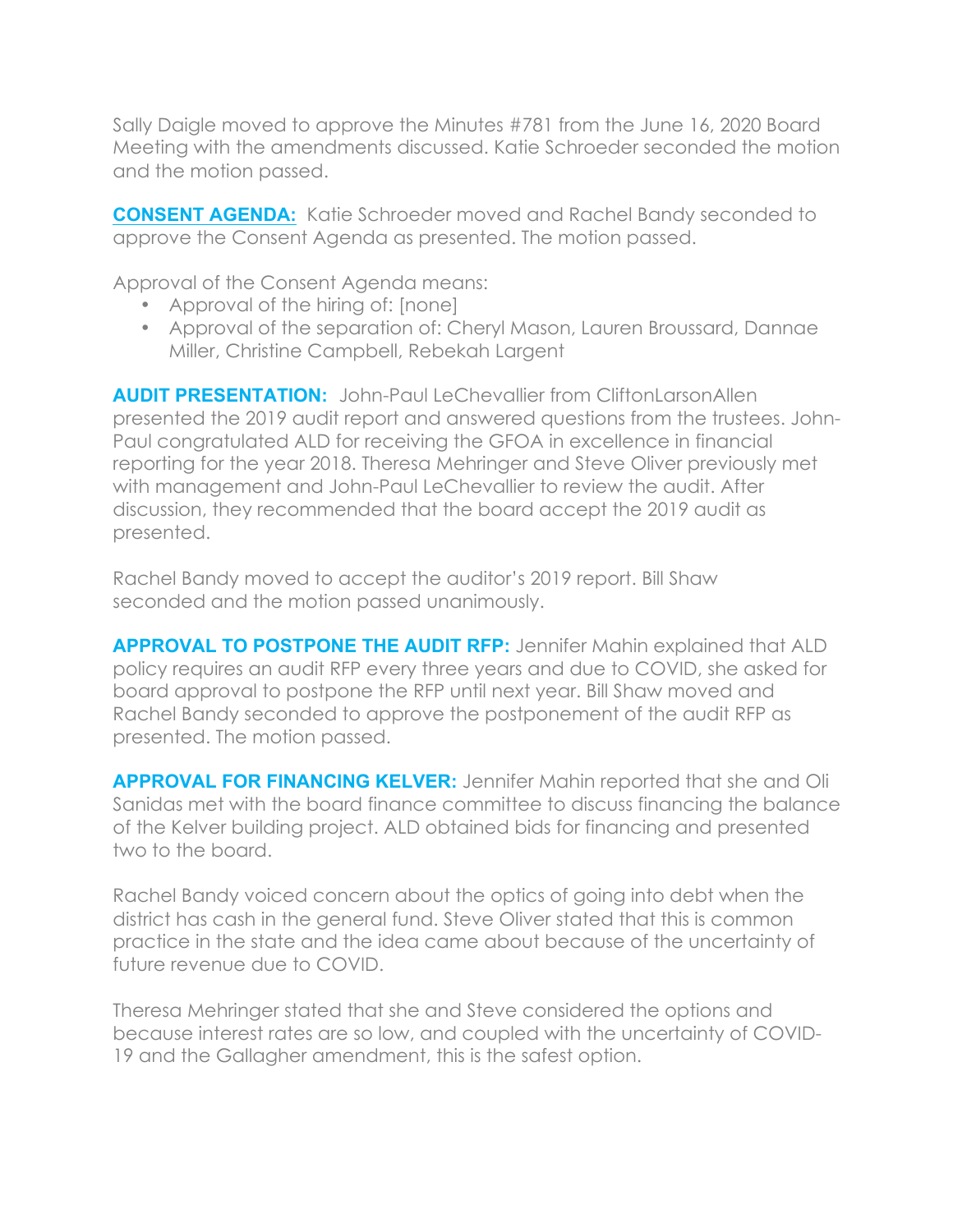Sally Daigle moved to approve the Minutes #781 from the June 16, 2020 Board Meeting with the amendments discussed. Katie Schroeder seconded the motion and the motion passed.

**CONSENT AGENDA:** Katie Schroeder moved and Rachel Bandy seconded to approve the Consent Agenda as presented. The motion passed.

Approval of the Consent Agenda means:

- Approval of the hiring of: [none]
- Approval of the separation of: Cheryl Mason, Lauren Broussard, Dannae Miller, Christine Campbell, Rebekah Largent

**AUDIT PRESENTATION:** John-Paul LeChevallier from CliftonLarsonAllen presented the 2019 audit report and answered questions from the trustees. John-Paul congratulated ALD for receiving the GFOA in excellence in financial reporting for the year 2018. Theresa Mehringer and Steve Oliver previously met with management and John-Paul LeChevallier to review the audit. After discussion, they recommended that the board accept the 2019 audit as presented.

Rachel Bandy moved to accept the auditor's 2019 report. Bill Shaw seconded and the motion passed unanimously.

**APPROVAL TO POSTPONE THE AUDIT RFP:** Jennifer Mahin explained that ALD policy requires an audit RFP every three years and due to COVID, she asked for board approval to postpone the RFP until next year. Bill Shaw moved and Rachel Bandy seconded to approve the postponement of the audit RFP as presented. The motion passed.

**APPROVAL FOR FINANCING KELVER:** Jennifer Mahin reported that she and Oli Sanidas met with the board finance committee to discuss financing the balance of the Kelver building project. ALD obtained bids for financing and presented two to the board.

Rachel Bandy voiced concern about the optics of going into debt when the district has cash in the general fund. Steve Oliver stated that this is common practice in the state and the idea came about because of the uncertainty of future revenue due to COVID.

Theresa Mehringer stated that she and Steve considered the options and because interest rates are so low, and coupled with the uncertainty of COVID-19 and the Gallagher amendment, this is the safest option.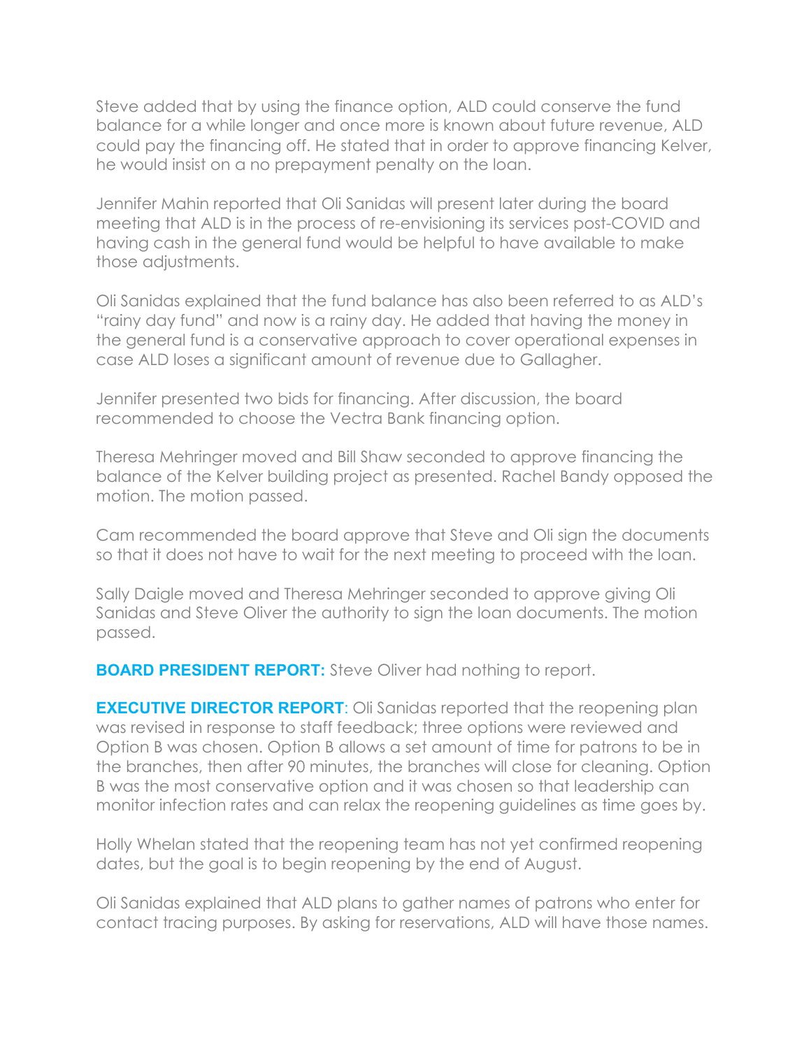Steve added that by using the finance option, ALD could conserve the fund balance for a while longer and once more is known about future revenue, ALD could pay the financing off. He stated that in order to approve financing Kelver, he would insist on a no prepayment penalty on the loan.

Jennifer Mahin reported that Oli Sanidas will present later during the board meeting that ALD is in the process of re-envisioning its services post-COVID and having cash in the general fund would be helpful to have available to make those adjustments.

Oli Sanidas explained that the fund balance has also been referred to as ALD's "rainy day fund" and now is a rainy day. He added that having the money in the general fund is a conservative approach to cover operational expenses in case ALD loses a significant amount of revenue due to Gallagher.

Jennifer presented two bids for financing. After discussion, the board recommended to choose the Vectra Bank financing option.

Theresa Mehringer moved and Bill Shaw seconded to approve financing the balance of the Kelver building project as presented. Rachel Bandy opposed the motion. The motion passed.

Cam recommended the board approve that Steve and Oli sign the documents so that it does not have to wait for the next meeting to proceed with the loan.

Sally Daigle moved and Theresa Mehringer seconded to approve giving Oli Sanidas and Steve Oliver the authority to sign the loan documents. The motion passed.

**BOARD PRESIDENT REPORT:** Steve Oliver had nothing to report.

**EXECUTIVE DIRECTOR REPORT**: Oli Sanidas reported that the reopening plan was revised in response to staff feedback; three options were reviewed and Option B was chosen. Option B allows a set amount of time for patrons to be in the branches, then after 90 minutes, the branches will close for cleaning. Option B was the most conservative option and it was chosen so that leadership can monitor infection rates and can relax the reopening guidelines as time goes by.

Holly Whelan stated that the reopening team has not yet confirmed reopening dates, but the goal is to begin reopening by the end of August.

Oli Sanidas explained that ALD plans to gather names of patrons who enter for contact tracing purposes. By asking for reservations, ALD will have those names.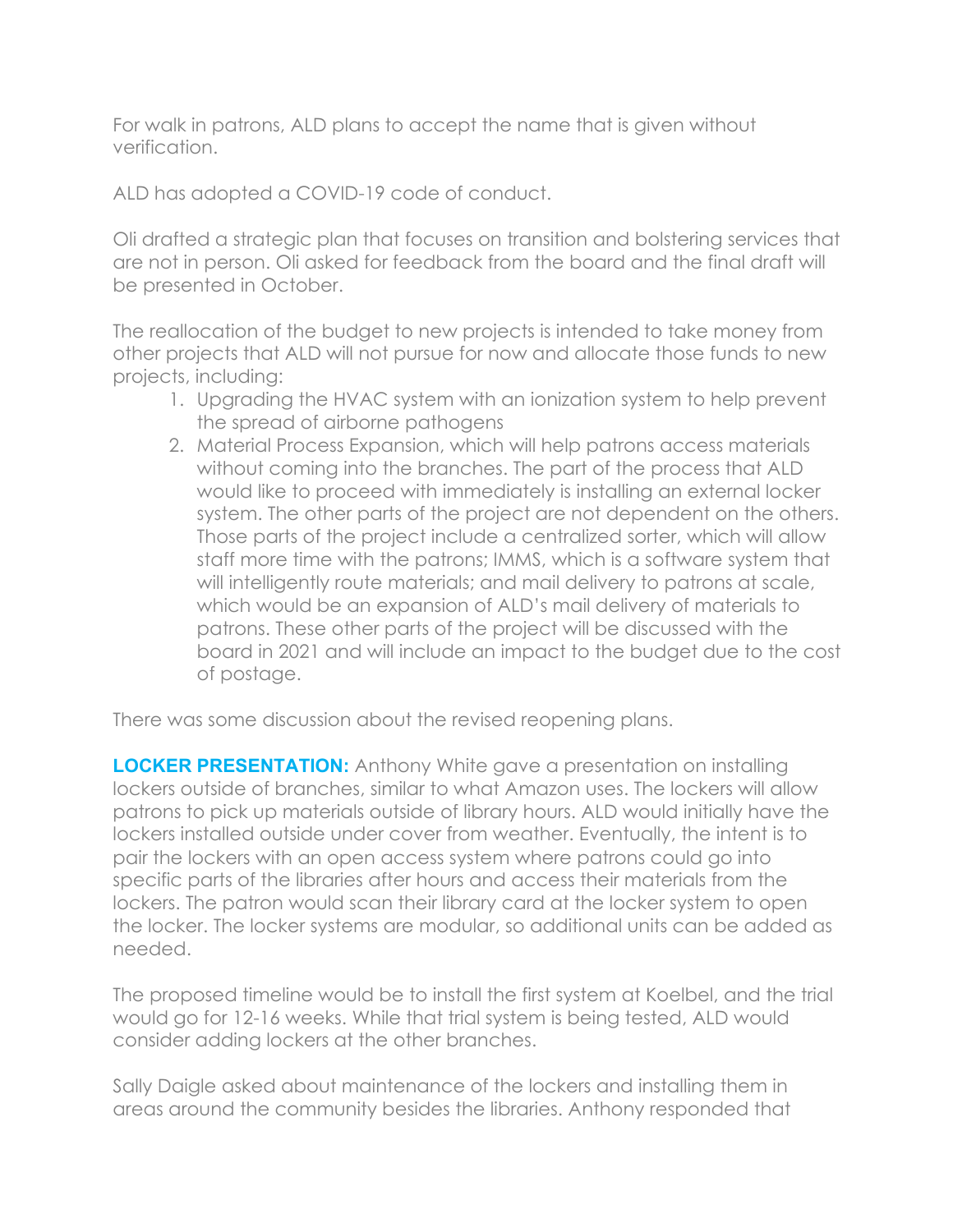For walk in patrons, ALD plans to accept the name that is given without verification.

ALD has adopted a COVID-19 code of conduct.

Oli drafted a strategic plan that focuses on transition and bolstering services that are not in person. Oli asked for feedback from the board and the final draft will be presented in October.

The reallocation of the budget to new projects is intended to take money from other projects that ALD will not pursue for now and allocate those funds to new projects, including:

1. Upgrading the HVAC system with an ionization system to help prevent the spread of airborne pathogens
2. Material Process Expansion, which will help patrons access materials without coming into the branches. The part of the process that ALD would like to proceed with immediately is installing an external locker system. The other parts of the project are not dependent on the others. Those parts of the project include a centralized sorter, which will allow staff more time with the patrons; IMMS, which is a software system that will intelligently route materials; and mail delivery to patrons at scale, which would be an expansion of ALD's mail delivery of materials to patrons. These other parts of the project will be discussed with the board in 2021 and will include an impact to the budget due to the cost of postage.

There was some discussion about the revised reopening plans.

**LOCKER PRESENTATION:** Anthony White gave a presentation on installing lockers outside of branches, similar to what Amazon uses. The lockers will allow patrons to pick up materials outside of library hours. ALD would initially have the lockers installed outside under cover from weather. Eventually, the intent is to pair the lockers with an open access system where patrons could go into specific parts of the libraries after hours and access their materials from the lockers. The patron would scan their library card at the locker system to open the locker. The locker systems are modular, so additional units can be added as needed.

The proposed timeline would be to install the first system at Koelbel, and the trial would go for 12-16 weeks. While that trial system is being tested, ALD would consider adding lockers at the other branches.

Sally Daigle asked about maintenance of the lockers and installing them in areas around the community besides the libraries. Anthony responded that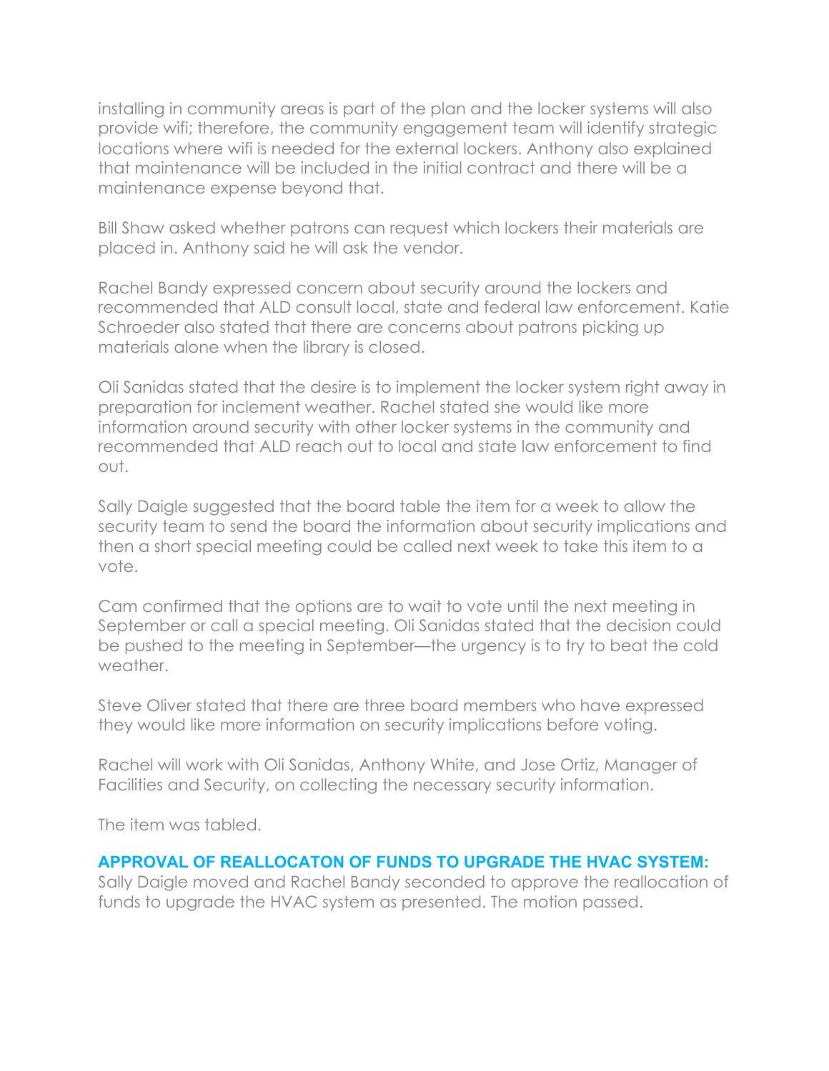installing in community areas is part of the plan and the locker systems will also provide wifi; therefore, the community engagement team will identify strategic locations where wifi is needed for the external lockers. Anthony also explained that maintenance will be included in the initial contract and there will be a maintenance expense beyond that.

Bill Shaw asked whether patrons can request which lockers their materials are placed in. Anthony said he will ask the vendor.

Rachel Bandy expressed concern about security around the lockers and recommended that ALD consult local, state and federal law enforcement. Katie Schroeder also stated that there are concerns about patrons picking up materials alone when the library is closed.

Oli Sanidas stated that the desire is to implement the locker system right away in preparation for inclement weather. Rachel stated she would like more information around security with other locker systems in the community and recommended that ALD reach out to local and state law enforcement to find out.

Sally Daigle suggested that the board table the item for a week to allow the security team to send the board the information about security implications and then a short special meeting could be called next week to take this item to a vote.

Cam confirmed that the options are to wait to vote until the next meeting in September or call a special meeting. Oli Sanidas stated that the decision could be pushed to the meeting in September—the urgency is to try to beat the cold weather.

Steve Oliver stated that there are three board members who have expressed they would like more information on security implications before voting.

Rachel will work with Oli Sanidas, Anthony White, and Jose Ortiz, Manager of Facilities and Security, on collecting the necessary security information.

The item was tabled.

**APPROVAL OF REALLOCATON OF FUNDS TO UPGRADE THE HVAC SYSTEM:**
Sally Daigle moved and Rachel Bandy seconded to approve the reallocation of funds to upgrade the HVAC system as presented. The motion passed.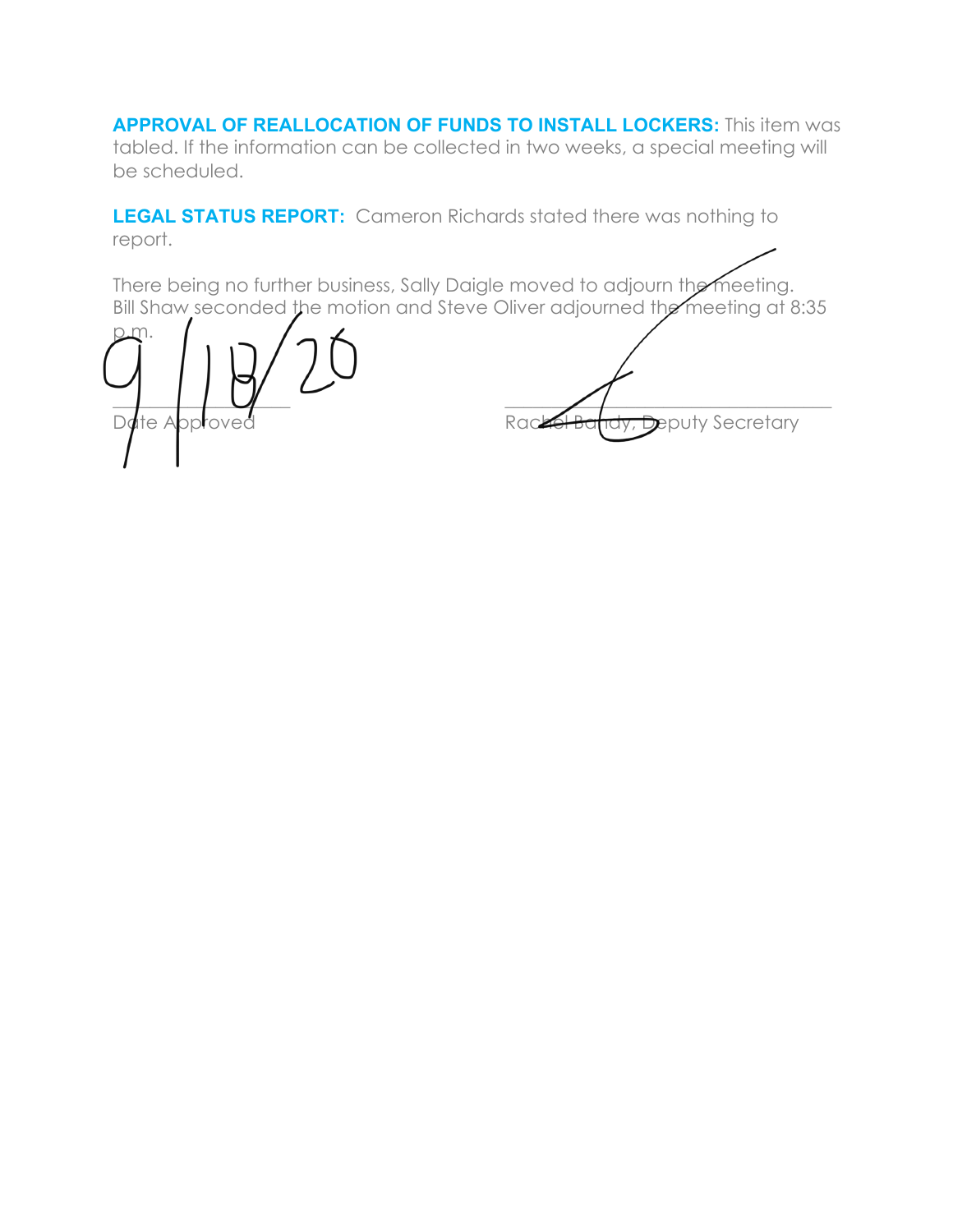**APPROVAL OF REALLOCATION OF FUNDS TO INSTALL LOCKERS:** This item was tabled. If the information can be collected in two weeks, a special meeting will be scheduled.

**LEGAL STATUS REPORT:** Cameron Richards stated there was nothing to report.

There being no further business, Sally Daigle moved to adjourn the meeting. Bill Shaw seconded the motion and Steve Oliver adjourned the meeting at 8:35 p.m.

9/18/20

\_\_\_\_\_\_\_\_\_\_\_\_\_\_\_\_\_\_\_\_\_\_\_\_\_\_\_
Date Approved

\_\_\_\_\_\_\_\_\_\_\_\_\_\_\_\_\_\_\_\_\_\_\_\_\_\_\_
Rachel Bandy, Deputy Secretary